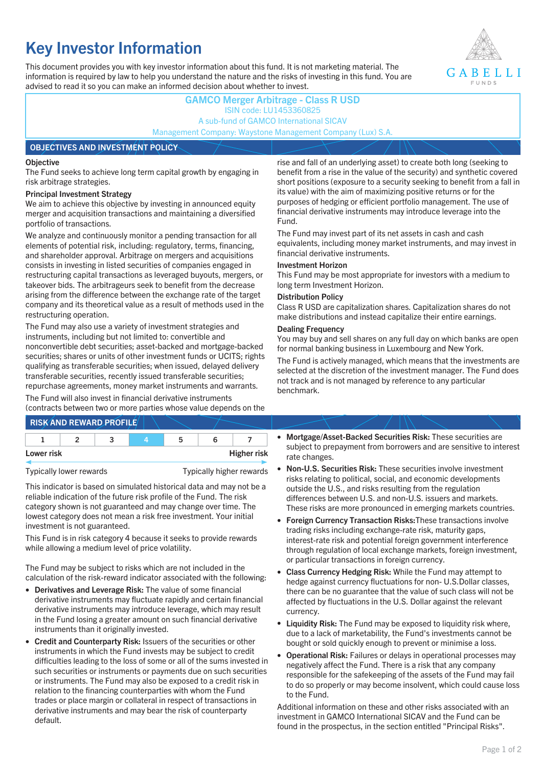# Key Investor Information

This document provides you with key investor information about this fund. It is not marketing material. The information is required by law to help you understand the nature and the risks of investing in this fund. You are advised to read it so you can make an informed decision about whether to invest.

**GAMCO Merger Arbitrage - Class R USD**
ISIN code: LU1453360825
A sub-fund of GAMCO International SICAV
Management Company: Waystone Management Company (Lux) S.A.

## OBJECTIVES AND INVESTMENT POLICY

### Objective

The Fund seeks to achieve long term capital growth by engaging in risk arbitrage strategies.

### Principal Investment Strategy

We aim to achieve this objective by investing in announced equity merger and acquisition transactions and maintaining a diversified portfolio of transactions.

We analyze and continuously monitor a pending transaction for all elements of potential risk, including: regulatory, terms, financing, and shareholder approval. Arbitrage on mergers and acquisitions consists in investing in listed securities of companies engaged in restructuring capital transactions as leveraged buyouts, mergers, or takeover bids. The arbitrageurs seek to benefit from the decrease arising from the difference between the exchange rate of the target company and its theoretical value as a result of methods used in the restructuring operation.

The Fund may also use a variety of investment strategies and instruments, including but not limited to: convertible and nonconvertible debt securities; asset-backed and mortgage-backed securities; shares or units of other investment funds or UCITS; rights qualifying as transferable securities; when issued, delayed delivery transferable securities, recently issued transferable securities; repurchase agreements, money market instruments and warrants.

The Fund will also invest in financial derivative instruments (contracts between two or more parties whose value depends on the rise and fall of an underlying asset) to create both long (seeking to benefit from a rise in the value of the security) and synthetic covered short positions (exposure to a security seeking to benefit from a fall in its value) with the aim of maximizing positive returns or for the purposes of hedging or efficient portfolio management. The use of financial derivative instruments may introduce leverage into the Fund.

The Fund may invest part of its net assets in cash and cash equivalents, including money market instruments, and may invest in financial derivative instruments.

### Investment Horizon

This Fund may be most appropriate for investors with a medium to long term Investment Horizon.

### Distribution Policy

Class R USD are capitalization shares. Capitalization shares do not make distributions and instead capitalize their entire earnings.

### Dealing Frequency

You may buy and sell shares on any full day on which banks are open for normal banking business in Luxembourg and New York.

The Fund is actively managed, which means that the investments are selected at the discretion of the investment manager. The Fund does not track and is not managed by reference to any particular benchmark.

## RISK AND REWARD PROFILE

| 1 | 2 | 3 | **4** | 5 | 6 | 7 |
|---|---|---|---|---|---|---|

Lower risk — Higher risk

Typically lower rewards — Typically higher rewards

This indicator is based on simulated historical data and may not be a reliable indication of the future risk profile of the Fund. The risk category shown is not guaranteed and may change over time. The lowest category does not mean a risk free investment. Your initial investment is not guaranteed.

This Fund is in risk category 4 because it seeks to provide rewards while allowing a medium level of price volatility.

The Fund may be subject to risks which are not included in the calculation of the risk-reward indicator associated with the following:

- **Derivatives and Leverage Risk:** The value of some financial derivative instruments may fluctuate rapidly and certain financial derivative instruments may introduce leverage, which may result in the Fund losing a greater amount on such financial derivative instruments than it originally invested.
- **Credit and Counterparty Risk:** Issuers of the securities or other instruments in which the Fund invests may be subject to credit difficulties leading to the loss of some or all of the sums invested in such securities or instruments or payments due on such securities or instruments. The Fund may also be exposed to a credit risk in relation to the financing counterparties with whom the Fund trades or place margin or collateral in respect of transactions in derivative instruments and may bear the risk of counterparty default.
- **Mortgage/Asset-Backed Securities Risk:** These securities are subject to prepayment from borrowers and are sensitive to interest rate changes.
- **Non-U.S. Securities Risk:** These securities involve investment risks relating to political, social, and economic developments outside the U.S., and risks resulting from the regulation differences between U.S. and non-U.S. issuers and markets. These risks are more pronounced in emerging markets countries.
- **Foreign Currency Transaction Risks:** These transactions involve trading risks including exchange-rate risk, maturity gaps, interest-rate risk and potential foreign government interference through regulation of local exchange markets, foreign investment, or particular transactions in foreign currency.
- **Class Currency Hedging Risk:** While the Fund may attempt to hedge against currency fluctuations for non- U.S.Dollar classes, there can be no guarantee that the value of such class will not be affected by fluctuations in the U.S. Dollar against the relevant currency.
- **Liquidity Risk:** The Fund may be exposed to liquidity risk where, due to a lack of marketability, the Fund's investments cannot be bought or sold quickly enough to prevent or minimise a loss.
- **Operational Risk:** Failures or delays in operational processes may negatively affect the Fund. There is a risk that any company responsible for the safekeeping of the assets of the Fund may fail to do so properly or may become insolvent, which could cause loss to the Fund.

Additional information on these and other risks associated with an investment in GAMCO International SICAV and the Fund can be found in the prospectus, in the section entitled "Principal Risks".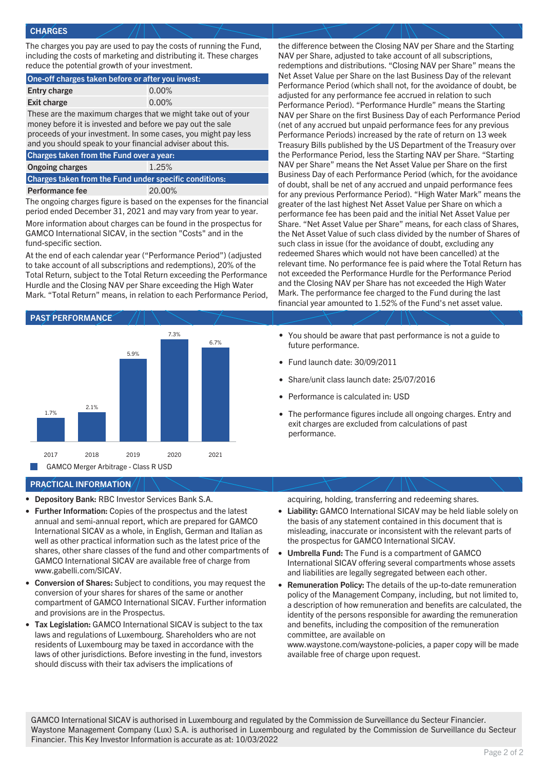## CHARGES

The charges you pay are used to pay the costs of running the Fund, including the costs of marketing and distributing it. These charges reduce the potential growth of your investment.

| One-off charges taken before or after you invest: | |
|---|---|
| **Entry charge** | 0.00% |
| **Exit charge** | 0.00% |

These are the maximum charges that we might take out of your money before it is invested and before we pay out the sale proceeds of your investment. In some cases, you might pay less and you should speak to your financial adviser about this.

| Charges taken from the Fund over a year: | |
|---|---|
| **Ongoing charges** | 1.25% |

| Charges taken from the Fund under specific conditions: | |
|---|---|
| **Performance fee** | 20.00% |

The ongoing charges figure is based on the expenses for the financial period ended December 31, 2021 and may vary from year to year.

More information about charges can be found in the prospectus for GAMCO International SICAV, in the section "Costs" and in the fund-specific section.

At the end of each calendar year ("Performance Period") (adjusted to take account of all subscriptions and redemptions), 20% of the Total Return, subject to the Total Return exceeding the Performance Hurdle and the Closing NAV per Share exceeding the High Water Mark. "Total Return" means, in relation to each Performance Period, the difference between the Closing NAV per Share and the Starting NAV per Share, adjusted to take account of all subscriptions, redemptions and distributions. "Closing NAV per Share" means the Net Asset Value per Share on the last Business Day of the relevant Performance Period (which shall not, for the avoidance of doubt, be adjusted for any performance fee accrued in relation to such Performance Period). "Performance Hurdle" means the Starting NAV per Share on the first Business Day of each Performance Period (net of any accrued but unpaid performance fees for any previous Performance Periods) increased by the rate of return on 13 week Treasury Bills published by the US Department of the Treasury over the Performance Period, less the Starting NAV per Share. "Starting NAV per Share" means the Net Asset Value per Share on the first Business Day of each Performance Period (which, for the avoidance of doubt, shall be net of any accrued and unpaid performance fees for any previous Performance Period). "High Water Mark" means the greater of the last highest Net Asset Value per Share on which a performance fee has been paid and the initial Net Asset Value per Share. "Net Asset Value per Share" means, for each class of Shares, the Net Asset Value of such class divided by the number of Shares of such class in issue (for the avoidance of doubt, excluding any redeemed Shares which would not have been cancelled) at the relevant time. No performance fee is paid where the Total Return has not exceeded the Performance Hurdle for the Performance Period and the Closing NAV per Share has not exceeded the High Water Mark. The performance fee charged to the Fund during the last financial year amounted to 1.52% of the Fund's net asset value.

## PAST PERFORMANCE

1.7%
2.1%
5.9%
7.3%
6.7%

2017 2018 2019 2020 2021

GAMCO Merger Arbitrage - Class R USD

- You should be aware that past performance is not a guide to future performance.
- Fund launch date: 30/09/2011
- Share/unit class launch date: 25/07/2016
- Performance is calculated in: USD
- The performance figures include all ongoing charges. Entry and exit charges are excluded from calculations of past performance.

## PRACTICAL INFORMATION

- **Depository Bank:** RBC Investor Services Bank S.A.
- **Further Information:** Copies of the prospectus and the latest annual and semi-annual report, which are prepared for GAMCO International SICAV as a whole, in English, German and Italian as well as other practical information such as the latest price of the shares, other share classes of the fund and other compartments of GAMCO International SICAV are available free of charge from www.gabelli.com/SICAV.
- **Conversion of Shares:** Subject to conditions, you may request the conversion of your shares for shares of the same or another compartment of GAMCO International SICAV. Further information and provisions are in the Prospectus.
- **Tax Legislation:** GAMCO International SICAV is subject to the tax laws and regulations of Luxembourg. Shareholders who are not residents of Luxembourg may be taxed in accordance with the laws of other jurisdictions. Before investing in the fund, investors should discuss with their tax advisers the implications of acquiring, holding, transferring and redeeming shares.
- **Liability:** GAMCO International SICAV may be held liable solely on the basis of any statement contained in this document that is misleading, inaccurate or inconsistent with the relevant parts of the prospectus for GAMCO International SICAV.
- **Umbrella Fund:** The Fund is a compartment of GAMCO International SICAV offering several compartments whose assets and liabilities are legally segregated between each other.
- **Remuneration Policy:** The details of the up-to-date remuneration policy of the Management Company, including, but not limited to, a description of how remuneration and benefits are calculated, the identity of the persons responsible for awarding the remuneration and benefits, including the composition of the remuneration committee, are available on www.waystone.com/waystone-policies, a paper copy will be made available free of charge upon request.

GAMCO International SICAV is authorised in Luxembourg and regulated by the Commission de Surveillance du Secteur Financier. Waystone Management Company (Lux) S.A. is authorised in Luxembourg and regulated by the Commission de Surveillance du Secteur Financier. This Key Investor Information is accurate as at: 10/03/2022